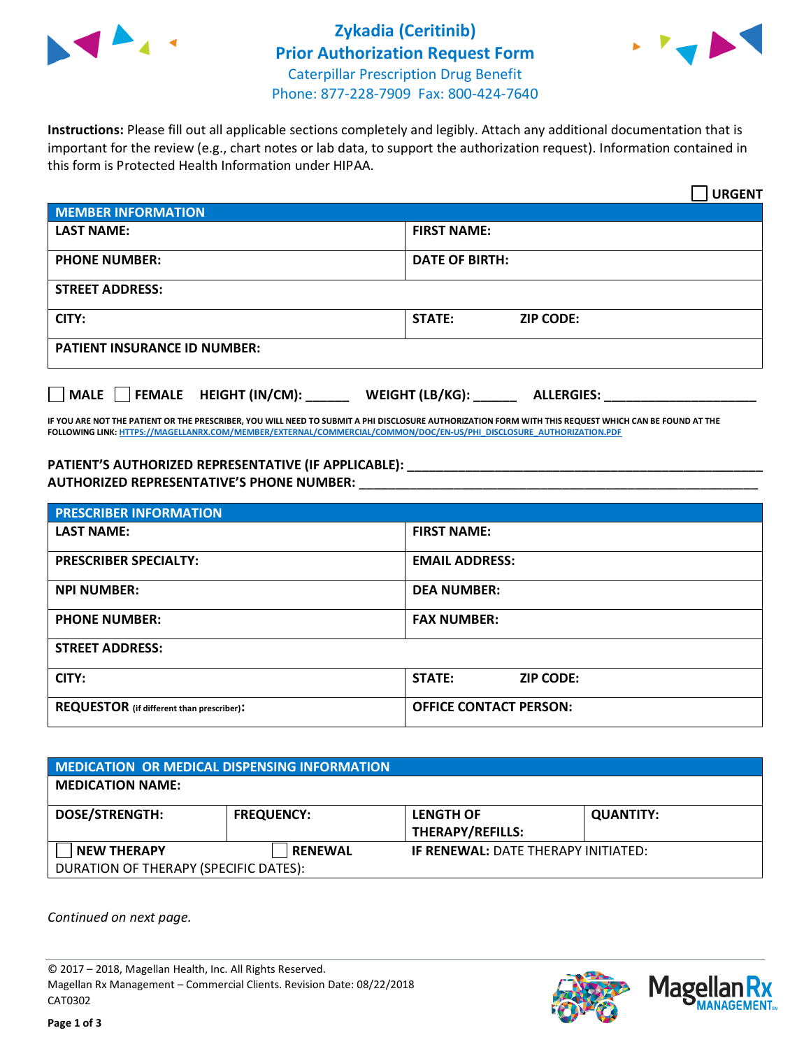# Zykadia (Ceritinib)
## Prior Authorization Request Form

Caterpillar Prescription Drug Benefit
Phone: 877-228-7909 Fax: 800-424-7640

**Instructions:** Please fill out all applicable sections completely and legibly. Attach any additional documentation that is important for the review (e.g., chart notes or lab data, to support the authorization request). Information contained in this form is Protected Health Information under HIPAA.

☐ **URGENT**

| MEMBER INFORMATION | |
|---|---|
| **LAST NAME:** | **FIRST NAME:** |
| **PHONE NUMBER:** | **DATE OF BIRTH:** |
| **STREET ADDRESS:** | |
| **CITY:** | **STATE:** **ZIP CODE:** |
| **PATIENT INSURANCE ID NUMBER:** | |

☐ **MALE** ☐ **FEMALE** **HEIGHT (IN/CM):** ______ **WEIGHT (LB/KG):** ______ **ALLERGIES:** ____________________

**IF YOU ARE NOT THE PATIENT OR THE PRESCRIBER, YOU WILL NEED TO SUBMIT A PHI DISCLOSURE AUTHORIZATION FORM WITH THIS REQUEST WHICH CAN BE FOUND AT THE FOLLOWING LINK: HTTPS://MAGELLANRX.COM/MEMBER/EXTERNAL/COMMERCIAL/COMMON/DOC/EN-US/PHI_DISCLOSURE_AUTHORIZATION.PDF**

**PATIENT'S AUTHORIZED REPRESENTATIVE (IF APPLICABLE):** ____________________________________________
**AUTHORIZED REPRESENTATIVE'S PHONE NUMBER:** ____________________________________________

| PRESCRIBER INFORMATION | |
|---|---|
| **LAST NAME:** | **FIRST NAME:** |
| **PRESCRIBER SPECIALTY:** | **EMAIL ADDRESS:** |
| **NPI NUMBER:** | **DEA NUMBER:** |
| **PHONE NUMBER:** | **FAX NUMBER:** |
| **STREET ADDRESS:** | |
| **CITY:** | **STATE:** **ZIP CODE:** |
| **REQUESTOR** (if different than prescriber)**:** | **OFFICE CONTACT PERSON:** |

| MEDICATION OR MEDICAL DISPENSING INFORMATION | | | |
|---|---|---|---|
| **MEDICATION NAME:** | | | |
| **DOSE/STRENGTH:** | **FREQUENCY:** | **LENGTH OF THERAPY/REFILLS:** | **QUANTITY:** |
| ☐ **NEW THERAPY** | ☐ **RENEWAL** | **IF RENEWAL:** DATE THERAPY INITIATED: | |
| DURATION OF THERAPY (SPECIFIC DATES): | | | |

*Continued on next page.*

© 2017 – 2018, Magellan Health, Inc. All Rights Reserved.
Magellan Rx Management – Commercial Clients. Revision Date: 08/22/2018
CAT0302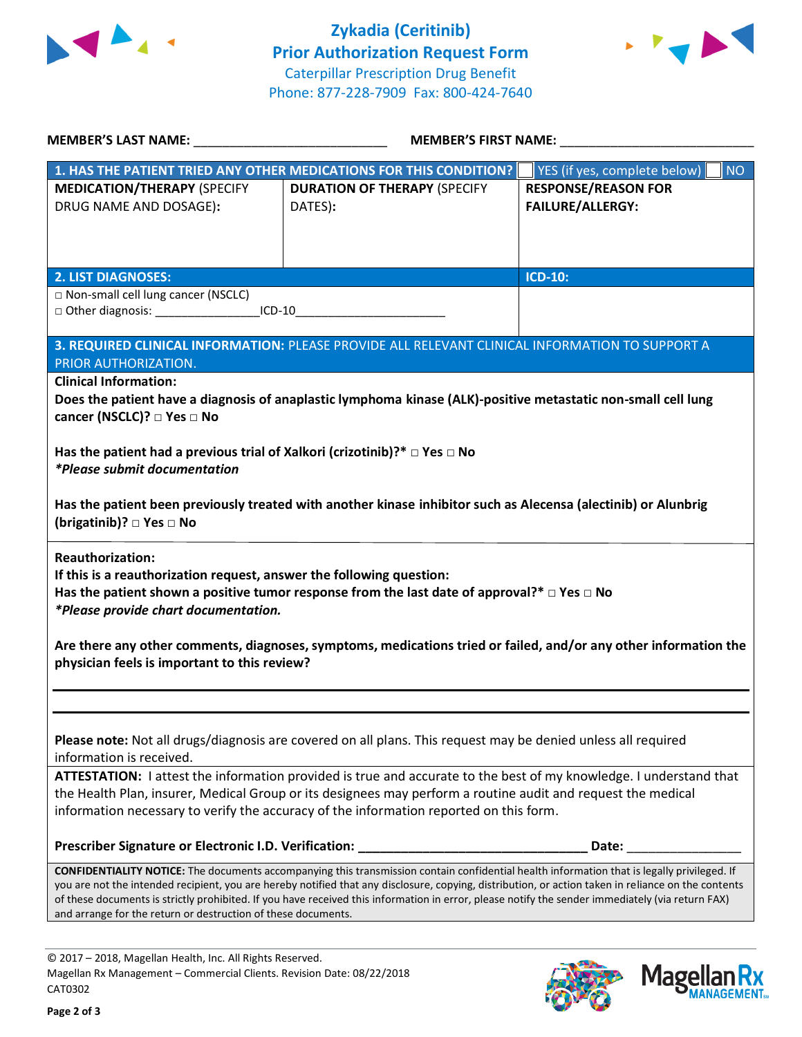# Zykadia (Ceritinib)
## Prior Authorization Request Form

Caterpillar Prescription Drug Benefit
Phone: 877-228-7909 Fax: 800-424-7640

**MEMBER'S LAST NAME:** ___________________________ **MEMBER'S FIRST NAME:** ___________________________

| **1. HAS THE PATIENT TRIED ANY OTHER MEDICATIONS FOR THIS CONDITION?** | | ☐ YES (if yes, complete below) ☐ NO |
|---|---|---|
| **MEDICATION/THERAPY** (SPECIFY DRUG NAME AND DOSAGE): | **DURATION OF THERAPY** (SPECIFY DATES): | **RESPONSE/REASON FOR FAILURE/ALLERGY:** |
| | | |

| **2. LIST DIAGNOSES:** | **ICD-10:** |
|---|---|
| □ Non-small cell lung cancer (NSCLC)<br>□ Other diagnosis: _______________ICD-10_____________________ | |

**3. REQUIRED CLINICAL INFORMATION:** PLEASE PROVIDE ALL RELEVANT CLINICAL INFORMATION TO SUPPORT A PRIOR AUTHORIZATION.

**Clinical Information:**

**Does the patient have a diagnosis of anaplastic lymphoma kinase (ALK)-positive metastatic non-small cell lung cancer (NSCLC)? □ Yes □ No**

**Has the patient had a previous trial of Xalkori (crizotinib)?* □ Yes □ No**
***Please submit documentation***

**Has the patient been previously treated with another kinase inhibitor such as Alecensa (alectinib) or Alunbrig (brigatinib)? □ Yes □ No**

**Reauthorization:**
**If this is a reauthorization request, answer the following question:**
**Has the patient shown a positive tumor response from the last date of approval?* □ Yes □ No**
***Please provide chart documentation.***

**Are there any other comments, diagnoses, symptoms, medications tried or failed, and/or any other information the physician feels is important to this review?**

______________________________________________________________________________

______________________________________________________________________________

**Please note:** Not all drugs/diagnosis are covered on all plans. This request may be denied unless all required information is received.

**ATTESTATION:** I attest the information provided is true and accurate to the best of my knowledge. I understand that the Health Plan, insurer, Medical Group or its designees may perform a routine audit and request the medical information necessary to verify the accuracy of the information reported on this form.

**Prescriber Signature or Electronic I.D. Verification:** ________________________________ **Date:** ________________

**CONFIDENTIALITY NOTICE:** The documents accompanying this transmission contain confidential health information that is legally privileged. If you are not the intended recipient, you are hereby notified that any disclosure, copying, distribution, or action taken in reliance on the contents of these documents is strictly prohibited. If you have received this information in error, please notify the sender immediately (via return FAX) and arrange for the return or destruction of these documents.

© 2017 – 2018, Magellan Health, Inc. All Rights Reserved.
Magellan Rx Management – Commercial Clients. Revision Date: 08/22/2018
CAT0302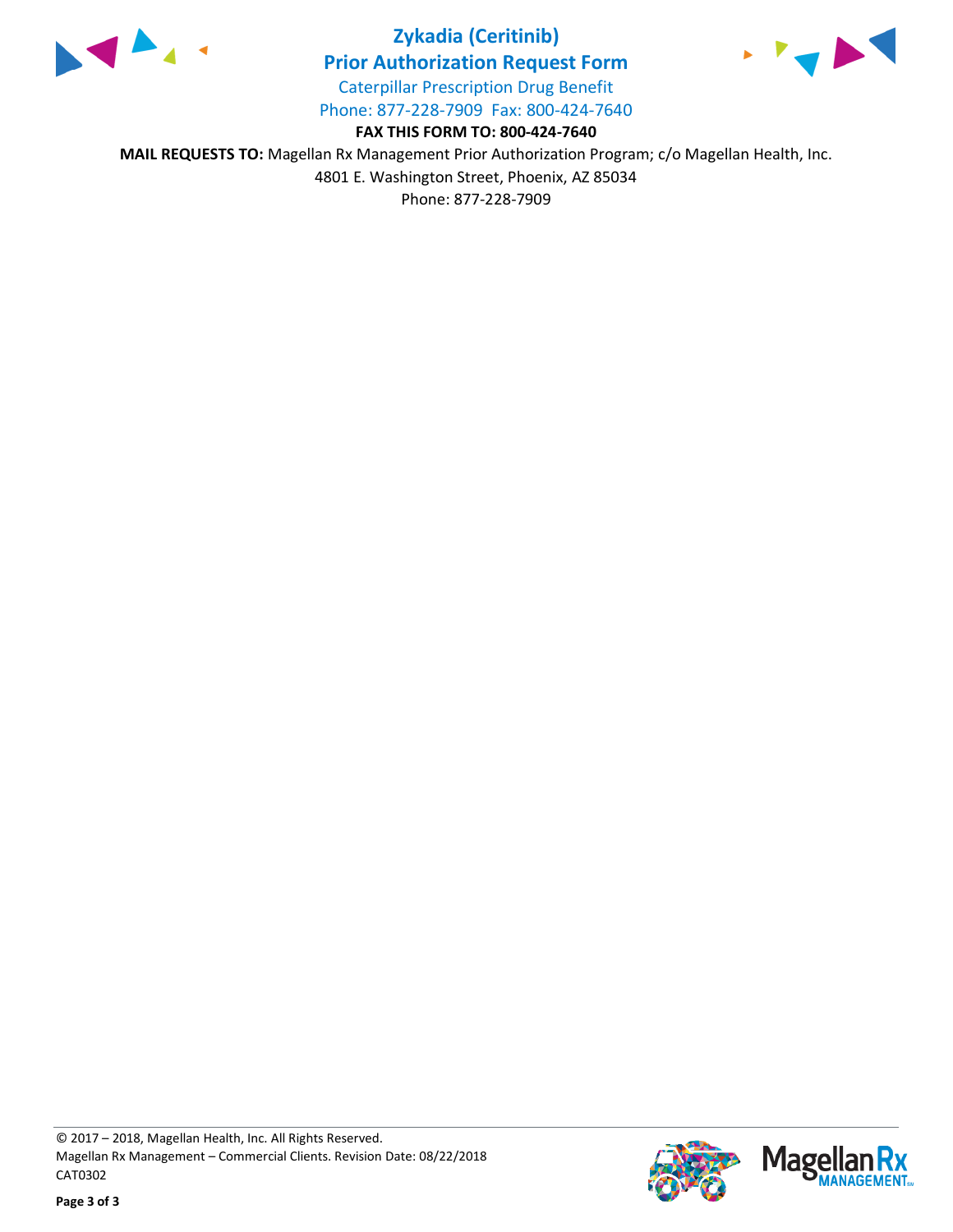# Zykadia (Ceritinib)
## Prior Authorization Request Form

Caterpillar Prescription Drug Benefit

Phone: 877-228-7909 Fax: 800-424-7640

**FAX THIS FORM TO: 800-424-7640**

**MAIL REQUESTS TO:** Magellan Rx Management Prior Authorization Program; c/o Magellan Health, Inc.
4801 E. Washington Street, Phoenix, AZ 85034
Phone: 877-228-7909